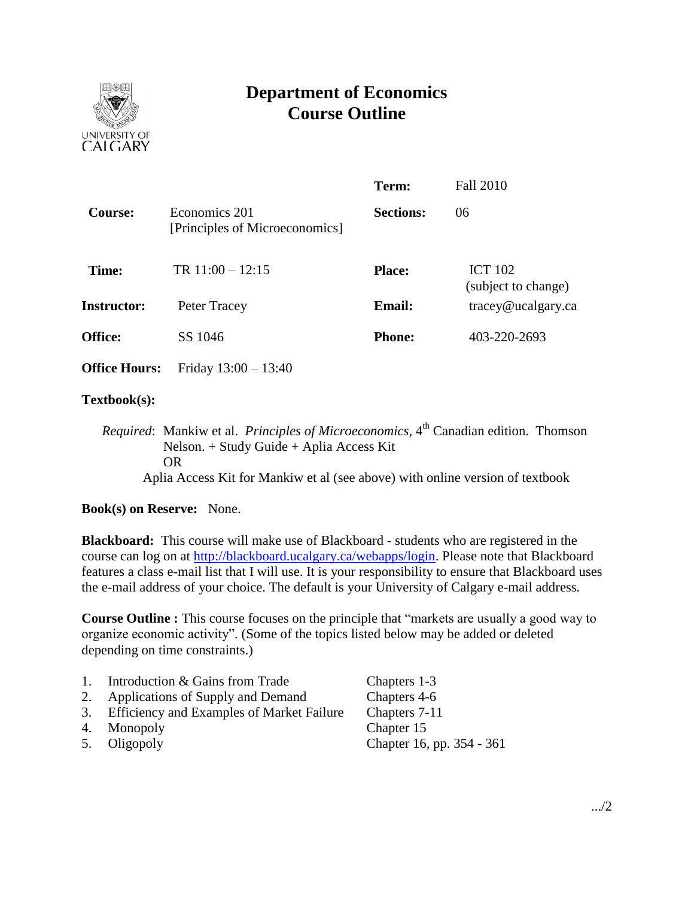UNIVERSITY OF CALGARY

# Department of Economics
# Course Outline

| | | | |
|---|---|---|---|
| | | **Term:** | Fall 2010 |
| **Course:** | Economics 201 [Principles of Microeconomics] | **Sections:** | 06 |
| **Time:** | TR 11:00 – 12:15 | **Place:** | ICT 102 (subject to change) |
| **Instructor:** | Peter Tracey | **Email:** | tracey@ucalgary.ca |
| **Office:** | SS 1046 | **Phone:** | 403-220-2693 |
| **Office Hours:** | Friday 13:00 – 13:40 | | |

**Textbook(s):**

*Required*: Mankiw et al. *Principles of Microeconomics*, 4th Canadian edition. Thomson Nelson. + Study Guide + Aplia Access Kit
OR
Aplia Access Kit for Mankiw et al (see above) with online version of textbook

**Book(s) on Reserve:** None.

**Blackboard:** This course will make use of Blackboard - students who are registered in the course can log on at http://blackboard.ucalgary.ca/webapps/login. Please note that Blackboard features a class e-mail list that I will use. It is your responsibility to ensure that Blackboard uses the e-mail address of your choice. The default is your University of Calgary e-mail address.

**Course Outline :** This course focuses on the principle that "markets are usually a good way to organize economic activity". (Some of the topics listed below may be added or deleted depending on time constraints.)

| | Topic | Chapters |
|---|---|---|
| 1. | Introduction & Gains from Trade | Chapters 1-3 |
| 2. | Applications of Supply and Demand | Chapters 4-6 |
| 3. | Efficiency and Examples of Market Failure | Chapters 7-11 |
| 4. | Monopoly | Chapter 15 |
| 5. | Oligopoly | Chapter 16, pp. 354 - 361 |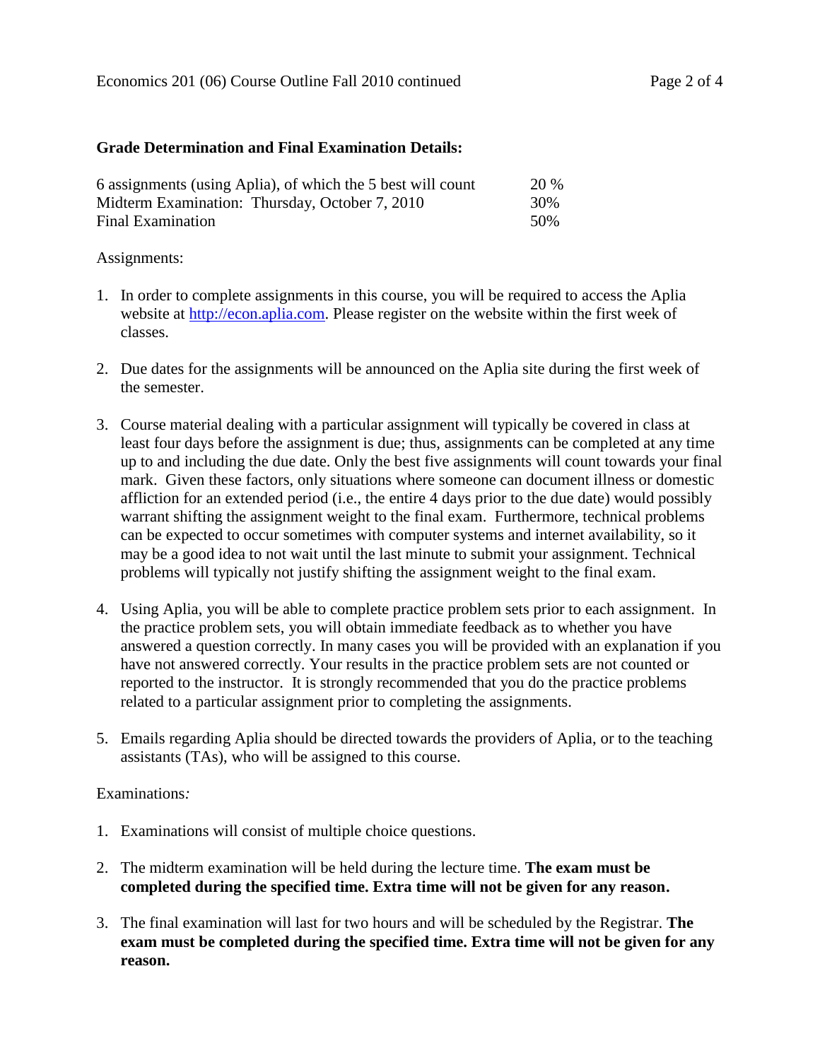## Grade Determination and Final Examination Details:

| | |
|---|---|
| 6 assignments (using Aplia), of which the 5 best will count | 20 % |
| Midterm Examination: Thursday, October 7, 2010 | 30% |
| Final Examination | 50% |

Assignments:

1. In order to complete assignments in this course, you will be required to access the Aplia website at http://econ.aplia.com. Please register on the website within the first week of classes.

2. Due dates for the assignments will be announced on the Aplia site during the first week of the semester.

3. Course material dealing with a particular assignment will typically be covered in class at least four days before the assignment is due; thus, assignments can be completed at any time up to and including the due date. Only the best five assignments will count towards your final mark. Given these factors, only situations where someone can document illness or domestic affliction for an extended period (i.e., the entire 4 days prior to the due date) would possibly warrant shifting the assignment weight to the final exam. Furthermore, technical problems can be expected to occur sometimes with computer systems and internet availability, so it may be a good idea to not wait until the last minute to submit your assignment. Technical problems will typically not justify shifting the assignment weight to the final exam.

4. Using Aplia, you will be able to complete practice problem sets prior to each assignment. In the practice problem sets, you will obtain immediate feedback as to whether you have answered a question correctly. In many cases you will be provided with an explanation if you have not answered correctly. Your results in the practice problem sets are not counted or reported to the instructor. It is strongly recommended that you do the practice problems related to a particular assignment prior to completing the assignments.

5. Emails regarding Aplia should be directed towards the providers of Aplia, or to the teaching assistants (TAs), who will be assigned to this course.

Examinations*:*

1. Examinations will consist of multiple choice questions.

2. The midterm examination will be held during the lecture time. **The exam must be completed during the specified time. Extra time will not be given for any reason.**

3. The final examination will last for two hours and will be scheduled by the Registrar. **The exam must be completed during the specified time. Extra time will not be given for any reason.**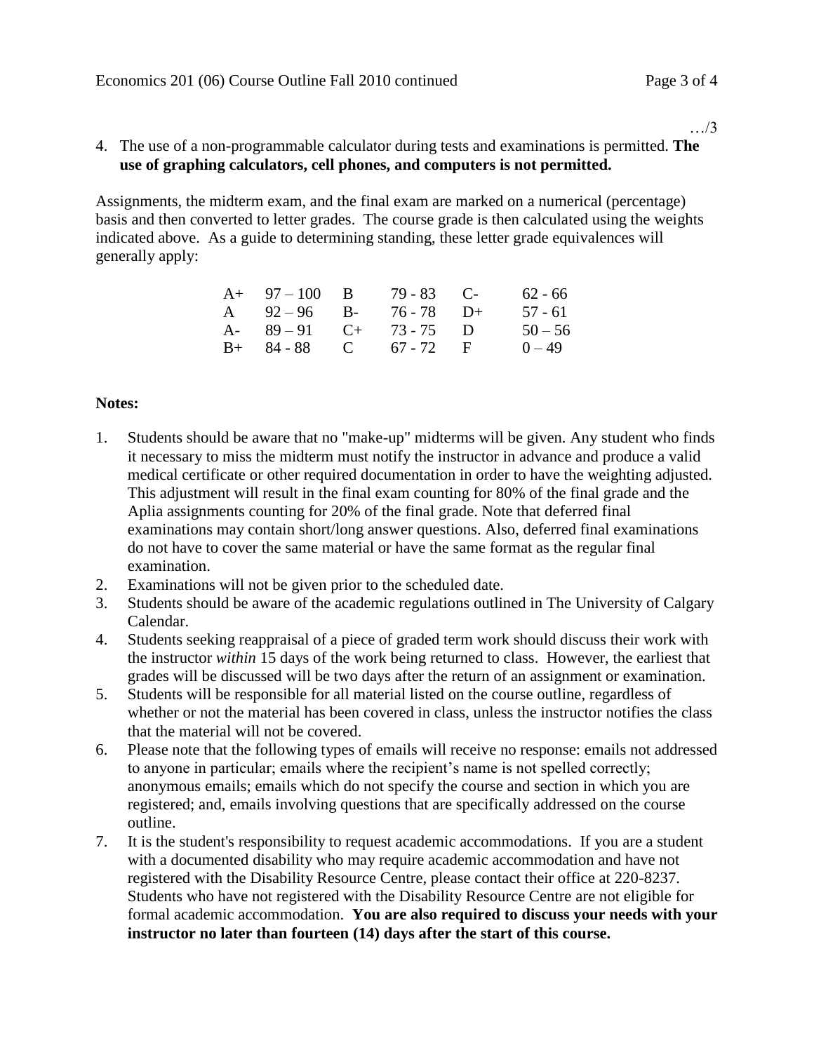…/3

4. The use of a non-programmable calculator during tests and examinations is permitted. **The use of graphing calculators, cell phones, and computers is not permitted.**

Assignments, the midterm exam, and the final exam are marked on a numerical (percentage) basis and then converted to letter grades. The course grade is then calculated using the weights indicated above. As a guide to determining standing, these letter grade equivalences will generally apply:

| | | | | | |
|---|---|---|---|---|---|
| A+ | 97 – 100 | B | 79 - 83 | C- | 62 - 66 |
| A | 92 – 96 | B- | 76 - 78 | D+ | 57 - 61 |
| A- | 89 – 91 | C+ | 73 - 75 | D | 50 – 56 |
| B+ | 84 - 88 | C | 67 - 72 | F | 0 – 49 |

**Notes:**

1. Students should be aware that no "make-up" midterms will be given. Any student who finds it necessary to miss the midterm must notify the instructor in advance and produce a valid medical certificate or other required documentation in order to have the weighting adjusted. This adjustment will result in the final exam counting for 80% of the final grade and the Aplia assignments counting for 20% of the final grade. Note that deferred final examinations may contain short/long answer questions. Also, deferred final examinations do not have to cover the same material or have the same format as the regular final examination.
2. Examinations will not be given prior to the scheduled date.
3. Students should be aware of the academic regulations outlined in The University of Calgary Calendar.
4. Students seeking reappraisal of a piece of graded term work should discuss their work with the instructor *within* 15 days of the work being returned to class. However, the earliest that grades will be discussed will be two days after the return of an assignment or examination.
5. Students will be responsible for all material listed on the course outline, regardless of whether or not the material has been covered in class, unless the instructor notifies the class that the material will not be covered.
6. Please note that the following types of emails will receive no response: emails not addressed to anyone in particular; emails where the recipient's name is not spelled correctly; anonymous emails; emails which do not specify the course and section in which you are registered; and, emails involving questions that are specifically addressed on the course outline.
7. It is the student's responsibility to request academic accommodations. If you are a student with a documented disability who may require academic accommodation and have not registered with the Disability Resource Centre, please contact their office at 220-8237. Students who have not registered with the Disability Resource Centre are not eligible for formal academic accommodation. **You are also required to discuss your needs with your instructor no later than fourteen (14) days after the start of this course.**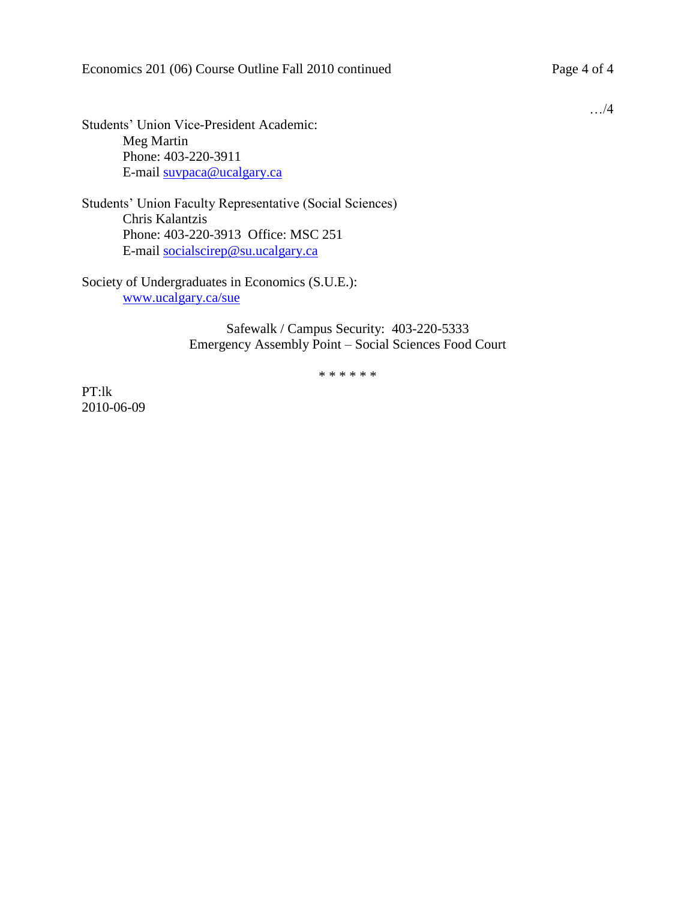…/4

Students' Union Vice-President Academic:
Meg Martin
Phone: 403-220-3911
E-mail suvpaca@ucalgary.ca

Students' Union Faculty Representative (Social Sciences)
Chris Kalantzis
Phone: 403-220-3913 Office: MSC 251
E-mail socialscirep@su.ucalgary.ca

Society of Undergraduates in Economics (S.U.E.):
www.ucalgary.ca/sue

Safewalk / Campus Security: 403-220-5333
Emergency Assembly Point – Social Sciences Food Court

* * * * * *

PT:lk
2010-06-09